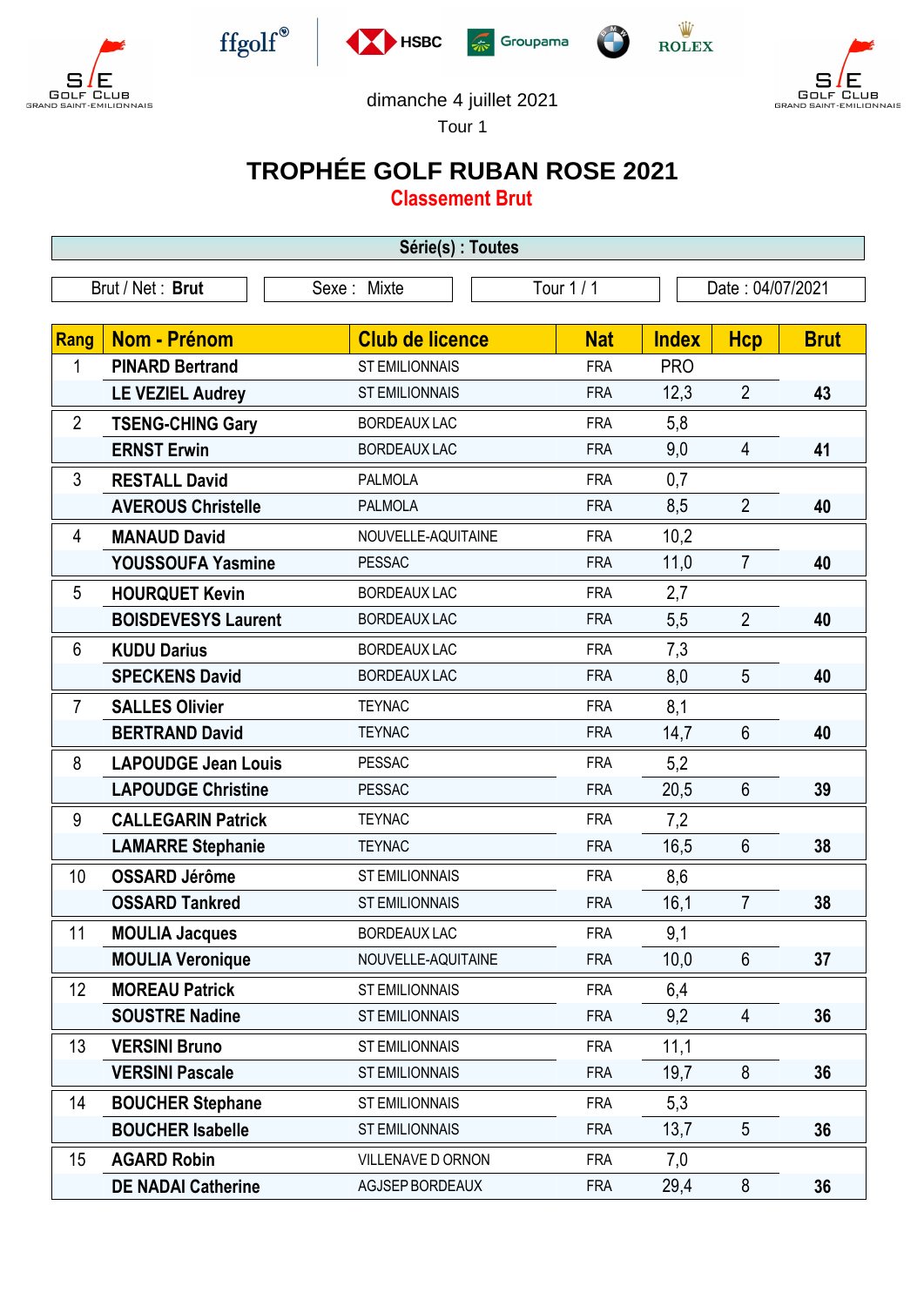dimanche 4 juillet 2021

Tour 1

# TROPHÉE GOLF RUBAN ROSE 2021

## Classement Brut

**Série(s) : Toutes**

| Brut / Net : **Brut** | Sexe : Mixte | Tour 1 / 1 | Date : 04/07/2021 |
|---|---|---|---|

| Rang | Nom - Prénom | Club de licence | Nat | Index | Hcp | Brut |
|---|---|---|---|---|---|---|
| 1 | **PINARD Bertrand** | ST EMILIONNAIS | FRA | PRO | | |
| | **LE VEZIEL Audrey** | ST EMILIONNAIS | FRA | 12,3 | 2 | **43** |
| 2 | **TSENG-CHING Gary** | BORDEAUX LAC | FRA | 5,8 | | |
| | **ERNST Erwin** | BORDEAUX LAC | FRA | 9,0 | 4 | **41** |
| 3 | **RESTALL David** | PALMOLA | FRA | 0,7 | | |
| | **AVEROUS Christelle** | PALMOLA | FRA | 8,5 | 2 | **40** |
| 4 | **MANAUD David** | NOUVELLE-AQUITAINE | FRA | 10,2 | | |
| | **YOUSSOUFA Yasmine** | PESSAC | FRA | 11,0 | 7 | **40** |
| 5 | **HOURQUET Kevin** | BORDEAUX LAC | FRA | 2,7 | | |
| | **BOISDEVESYS Laurent** | BORDEAUX LAC | FRA | 5,5 | 2 | **40** |
| 6 | **KUDU Darius** | BORDEAUX LAC | FRA | 7,3 | | |
| | **SPECKENS David** | BORDEAUX LAC | FRA | 8,0 | 5 | **40** |
| 7 | **SALLES Olivier** | TEYNAC | FRA | 8,1 | | |
| | **BERTRAND David** | TEYNAC | FRA | 14,7 | 6 | **40** |
| 8 | **LAPOUDGE Jean Louis** | PESSAC | FRA | 5,2 | | |
| | **LAPOUDGE Christine** | PESSAC | FRA | 20,5 | 6 | **39** |
| 9 | **CALLEGARIN Patrick** | TEYNAC | FRA | 7,2 | | |
| | **LAMARRE Stephanie** | TEYNAC | FRA | 16,5 | 6 | **38** |
| 10 | **OSSARD Jérôme** | ST EMILIONNAIS | FRA | 8,6 | | |
| | **OSSARD Tankred** | ST EMILIONNAIS | FRA | 16,1 | 7 | **38** |
| 11 | **MOULIA Jacques** | BORDEAUX LAC | FRA | 9,1 | | |
| | **MOULIA Veronique** | NOUVELLE-AQUITAINE | FRA | 10,0 | 6 | **37** |
| 12 | **MOREAU Patrick** | ST EMILIONNAIS | FRA | 6,4 | | |
| | **SOUSTRE Nadine** | ST EMILIONNAIS | FRA | 9,2 | 4 | **36** |
| 13 | **VERSINI Bruno** | ST EMILIONNAIS | FRA | 11,1 | | |
| | **VERSINI Pascale** | ST EMILIONNAIS | FRA | 19,7 | 8 | **36** |
| 14 | **BOUCHER Stephane** | ST EMILIONNAIS | FRA | 5,3 | | |
| | **BOUCHER Isabelle** | ST EMILIONNAIS | FRA | 13,7 | 5 | **36** |
| 15 | **AGARD Robin** | VILLENAVE D ORNON | FRA | 7,0 | | |
| | **DE NADAI Catherine** | AGJSEP BORDEAUX | FRA | 29,4 | 8 | **36** |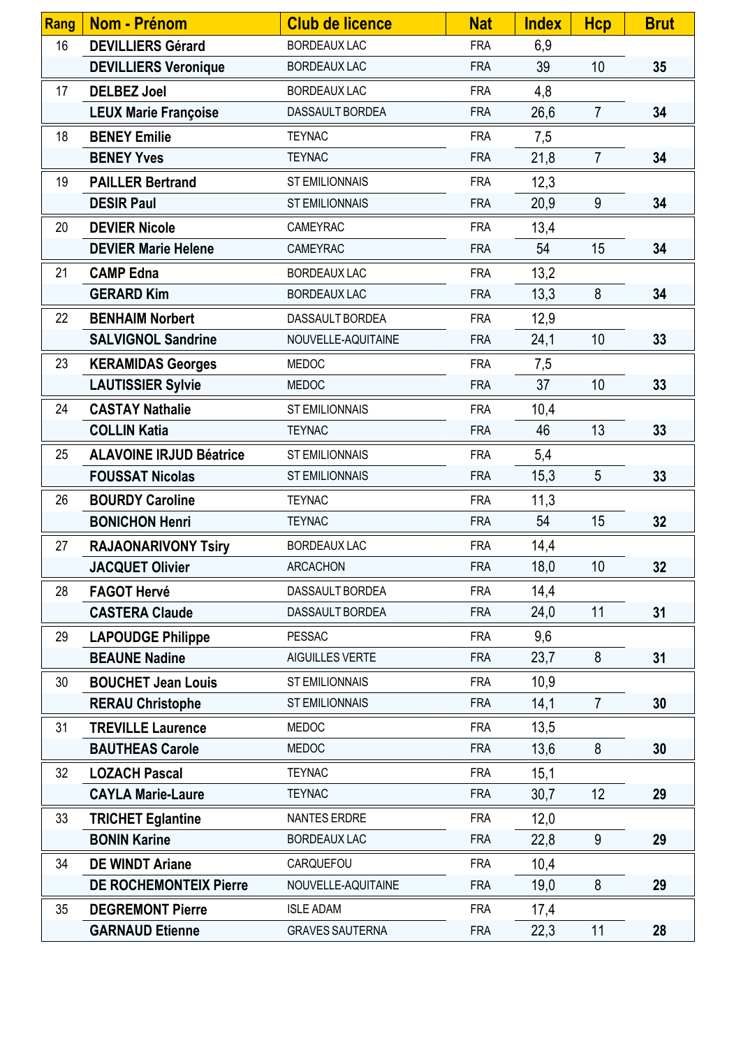| Rang | Nom - Prénom | Club de licence | Nat | Index | Hcp | Brut |
|---|---|---|---|---|---|---|
| 16 | **DEVILLIERS Gérard** | BORDEAUX LAC | FRA | 6,9 | | |
| | **DEVILLIERS Veronique** | BORDEAUX LAC | FRA | 39 | 10 | **35** |
| 17 | **DELBEZ Joel** | BORDEAUX LAC | FRA | 4,8 | | |
| | **LEUX Marie Françoise** | DASSAULT BORDEA | FRA | 26,6 | 7 | **34** |
| 18 | **BENEY Emilie** | TEYNAC | FRA | 7,5 | | |
| | **BENEY Yves** | TEYNAC | FRA | 21,8 | 7 | **34** |
| 19 | **PAILLER Bertrand** | ST EMILIONNAIS | FRA | 12,3 | | |
| | **DESIR Paul** | ST EMILIONNAIS | FRA | 20,9 | 9 | **34** |
| 20 | **DEVIER Nicole** | CAMEYRAC | FRA | 13,4 | | |
| | **DEVIER Marie Helene** | CAMEYRAC | FRA | 54 | 15 | **34** |
| 21 | **CAMP Edna** | BORDEAUX LAC | FRA | 13,2 | | |
| | **GERARD Kim** | BORDEAUX LAC | FRA | 13,3 | 8 | **34** |
| 22 | **BENHAIM Norbert** | DASSAULT BORDEA | FRA | 12,9 | | |
| | **SALVIGNOL Sandrine** | NOUVELLE-AQUITAINE | FRA | 24,1 | 10 | **33** |
| 23 | **KERAMIDAS Georges** | MEDOC | FRA | 7,5 | | |
| | **LAUTISSIER Sylvie** | MEDOC | FRA | 37 | 10 | **33** |
| 24 | **CASTAY Nathalie** | ST EMILIONNAIS | FRA | 10,4 | | |
| | **COLLIN Katia** | TEYNAC | FRA | 46 | 13 | **33** |
| 25 | **ALAVOINE IRJUD Béatrice** | ST EMILIONNAIS | FRA | 5,4 | | |
| | **FOUSSAT Nicolas** | ST EMILIONNAIS | FRA | 15,3 | 5 | **33** |
| 26 | **BOURDY Caroline** | TEYNAC | FRA | 11,3 | | |
| | **BONICHON Henri** | TEYNAC | FRA | 54 | 15 | **32** |
| 27 | **RAJAONARIVONY Tsiry** | BORDEAUX LAC | FRA | 14,4 | | |
| | **JACQUET Olivier** | ARCACHON | FRA | 18,0 | 10 | **32** |
| 28 | **FAGOT Hervé** | DASSAULT BORDEA | FRA | 14,4 | | |
| | **CASTERA Claude** | DASSAULT BORDEA | FRA | 24,0 | 11 | **31** |
| 29 | **LAPOUDGE Philippe** | PESSAC | FRA | 9,6 | | |
| | **BEAUNE Nadine** | AIGUILLES VERTE | FRA | 23,7 | 8 | **31** |
| 30 | **BOUCHET Jean Louis** | ST EMILIONNAIS | FRA | 10,9 | | |
| | **RERAU Christophe** | ST EMILIONNAIS | FRA | 14,1 | 7 | **30** |
| 31 | **TREVILLE Laurence** | MEDOC | FRA | 13,5 | | |
| | **BAUTHEAS Carole** | MEDOC | FRA | 13,6 | 8 | **30** |
| 32 | **LOZACH Pascal** | TEYNAC | FRA | 15,1 | | |
| | **CAYLA Marie-Laure** | TEYNAC | FRA | 30,7 | 12 | **29** |
| 33 | **TRICHET Eglantine** | NANTES ERDRE | FRA | 12,0 | | |
| | **BONIN Karine** | BORDEAUX LAC | FRA | 22,8 | 9 | **29** |
| 34 | **DE WINDT Ariane** | CARQUEFOU | FRA | 10,4 | | |
| | **DE ROCHEMONTEIX Pierre** | NOUVELLE-AQUITAINE | FRA | 19,0 | 8 | **29** |
| 35 | **DEGREMONT Pierre** | ISLE ADAM | FRA | 17,4 | | |
| | **GARNAUD Etienne** | GRAVES SAUTERNA | FRA | 22,3 | 11 | **28** |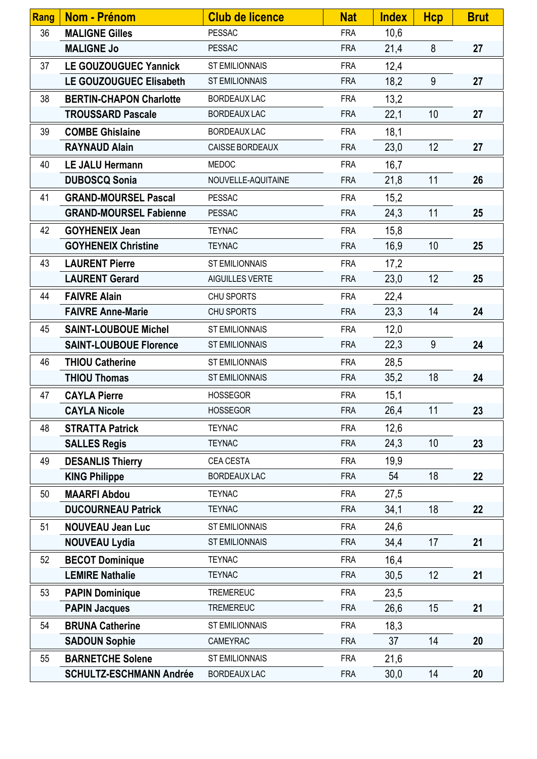| Rang | Nom - Prénom | Club de licence | Nat | Index | Hcp | Brut |
|---|---|---|---|---|---|---|
| 36 | **MALIGNE Gilles** | PESSAC | FRA | 10,6 | | |
| | **MALIGNE Jo** | PESSAC | FRA | 21,4 | 8 | **27** |
| 37 | **LE GOUZOUGUEC Yannick** | ST EMILIONNAIS | FRA | 12,4 | | |
| | **LE GOUZOUGUEC Elisabeth** | ST EMILIONNAIS | FRA | 18,2 | 9 | **27** |
| 38 | **BERTIN-CHAPON Charlotte** | BORDEAUX LAC | FRA | 13,2 | | |
| | **TROUSSARD Pascale** | BORDEAUX LAC | FRA | 22,1 | 10 | **27** |
| 39 | **COMBE Ghislaine** | BORDEAUX LAC | FRA | 18,1 | | |
| | **RAYNAUD Alain** | CAISSE BORDEAUX | FRA | 23,0 | 12 | **27** |
| 40 | **LE JALU Hermann** | MEDOC | FRA | 16,7 | | |
| | **DUBOSCQ Sonia** | NOUVELLE-AQUITAINE | FRA | 21,8 | 11 | **26** |
| 41 | **GRAND-MOURSEL Pascal** | PESSAC | FRA | 15,2 | | |
| | **GRAND-MOURSEL Fabienne** | PESSAC | FRA | 24,3 | 11 | **25** |
| 42 | **GOYHENEIX Jean** | TEYNAC | FRA | 15,8 | | |
| | **GOYHENEIX Christine** | TEYNAC | FRA | 16,9 | 10 | **25** |
| 43 | **LAURENT Pierre** | ST EMILIONNAIS | FRA | 17,2 | | |
| | **LAURENT Gerard** | AIGUILLES VERTE | FRA | 23,0 | 12 | **25** |
| 44 | **FAIVRE Alain** | CHU SPORTS | FRA | 22,4 | | |
| | **FAIVRE Anne-Marie** | CHU SPORTS | FRA | 23,3 | 14 | **24** |
| 45 | **SAINT-LOUBOUE Michel** | ST EMILIONNAIS | FRA | 12,0 | | |
| | **SAINT-LOUBOUE Florence** | ST EMILIONNAIS | FRA | 22,3 | 9 | **24** |
| 46 | **THIOU Catherine** | ST EMILIONNAIS | FRA | 28,5 | | |
| | **THIOU Thomas** | ST EMILIONNAIS | FRA | 35,2 | 18 | **24** |
| 47 | **CAYLA Pierre** | HOSSEGOR | FRA | 15,1 | | |
| | **CAYLA Nicole** | HOSSEGOR | FRA | 26,4 | 11 | **23** |
| 48 | **STRATTA Patrick** | TEYNAC | FRA | 12,6 | | |
| | **SALLES Regis** | TEYNAC | FRA | 24,3 | 10 | **23** |
| 49 | **DESANLIS Thierry** | CEA CESTA | FRA | 19,9 | | |
| | **KING Philippe** | BORDEAUX LAC | FRA | 54 | 18 | **22** |
| 50 | **MAARFI Abdou** | TEYNAC | FRA | 27,5 | | |
| | **DUCOURNEAU Patrick** | TEYNAC | FRA | 34,1 | 18 | **22** |
| 51 | **NOUVEAU Jean Luc** | ST EMILIONNAIS | FRA | 24,6 | | |
| | **NOUVEAU Lydia** | ST EMILIONNAIS | FRA | 34,4 | 17 | **21** |
| 52 | **BECOT Dominique** | TEYNAC | FRA | 16,4 | | |
| | **LEMIRE Nathalie** | TEYNAC | FRA | 30,5 | 12 | **21** |
| 53 | **PAPIN Dominique** | TREMEREUC | FRA | 23,5 | | |
| | **PAPIN Jacques** | TREMEREUC | FRA | 26,6 | 15 | **21** |
| 54 | **BRUNA Catherine** | ST EMILIONNAIS | FRA | 18,3 | | |
| | **SADOUN Sophie** | CAMEYRAC | FRA | 37 | 14 | **20** |
| 55 | **BARNETCHE Solene** | ST EMILIONNAIS | FRA | 21,6 | | |
| | **SCHULTZ-ESCHMANN Andrée** | BORDEAUX LAC | FRA | 30,0 | 14 | **20** |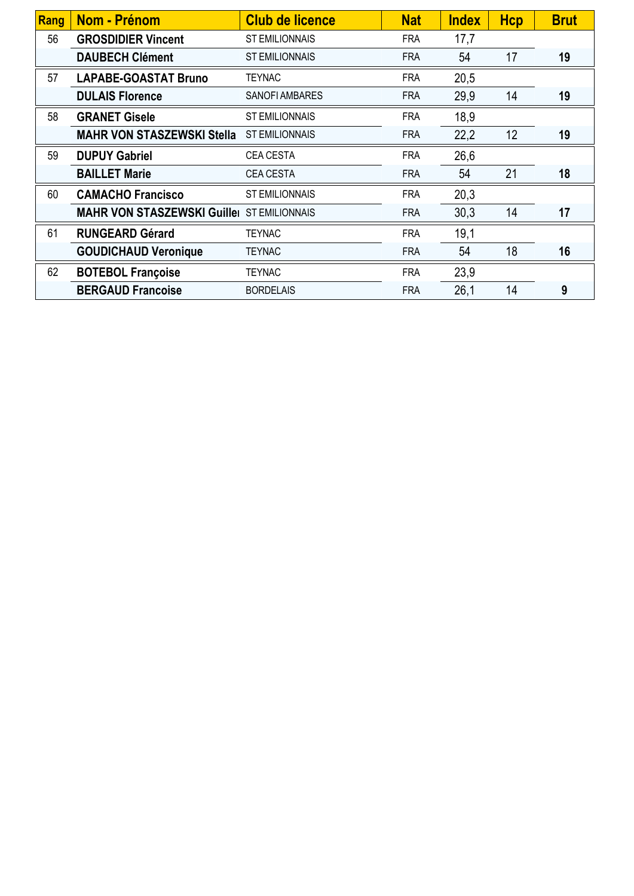| Rang | Nom - Prénom | Club de licence | Nat | Index | Hcp | Brut |
|---|---|---|---|---|---|---|
| 56 | **GROSDIDIER Vincent** | ST EMILIONNAIS | FRA | 17,7 | | |
| | **DAUBECH Clément** | ST EMILIONNAIS | FRA | 54 | 17 | **19** |
| 57 | **LAPABE-GOASTAT Bruno** | TEYNAC | FRA | 20,5 | | |
| | **DULAIS Florence** | SANOFI AMBARES | FRA | 29,9 | 14 | **19** |
| 58 | **GRANET Gisele** | ST EMILIONNAIS | FRA | 18,9 | | |
| | **MAHR VON STASZEWSKI Stella** | ST EMILIONNAIS | FRA | 22,2 | 12 | **19** |
| 59 | **DUPUY Gabriel** | CEA CESTA | FRA | 26,6 | | |
| | **BAILLET Marie** | CEA CESTA | FRA | 54 | 21 | **18** |
| 60 | **CAMACHO Francisco** | ST EMILIONNAIS | FRA | 20,3 | | |
| | **MAHR VON STASZEWSKI Guiller** | ST EMILIONNAIS | FRA | 30,3 | 14 | **17** |
| 61 | **RUNGEARD Gérard** | TEYNAC | FRA | 19,1 | | |
| | **GOUDICHAUD Veronique** | TEYNAC | FRA | 54 | 18 | **16** |
| 62 | **BOTEBOL Françoise** | TEYNAC | FRA | 23,9 | | |
| | **BERGAUD Francoise** | BORDELAIS | FRA | 26,1 | 14 | **9** |